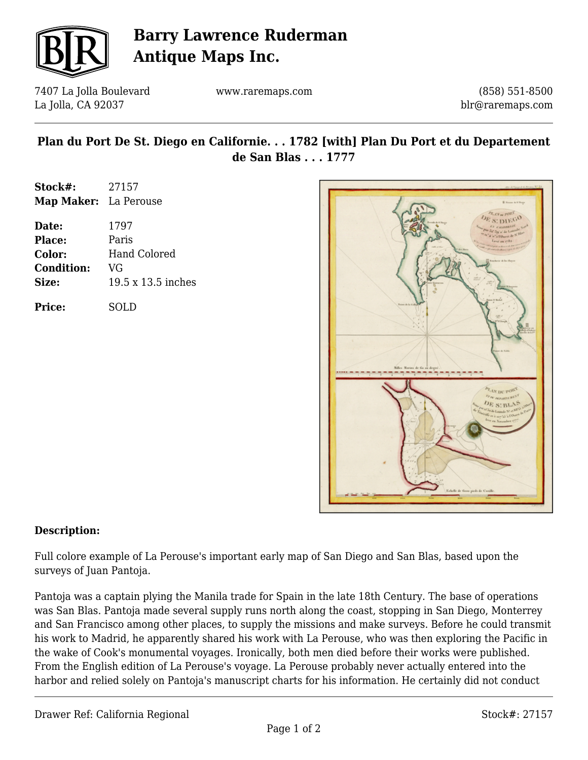# Barry Lawrence Ruderman Antique Maps Inc.

7407 La Jolla Boulevard
La Jolla, CA 92037

www.raremaps.com

(858) 551-8500
blr@raremaps.com

## Plan du Port De St. Diego en Californie. . . 1782 [with] Plan Du Port et du Departement de San Blas . . . 1777

**Stock#:** 27157
**Map Maker:** La Perouse

**Date:** 1797
**Place:** Paris
**Color:** Hand Colored
**Condition:** VG
**Size:** 19.5 x 13.5 inches

**Price:** SOLD

**Description:**

Full colore example of La Perouse's important early map of San Diego and San Blas, based upon the surveys of Juan Pantoja.

Pantoja was a captain plying the Manila trade for Spain in the late 18th Century. The base of operations was San Blas. Pantoja made several supply runs north along the coast, stopping in San Diego, Monterrey and San Francisco among other places, to supply the missions and make surveys. Before he could transmit his work to Madrid, he apparently shared his work with La Perouse, who was then exploring the Pacific in the wake of Cook's monumental voyages. Ironically, both men died before their works were published. From the English edition of La Perouse's voyage. La Perouse probably never actually entered into the harbor and relied solely on Pantoja's manuscript charts for his information. He certainly did not conduct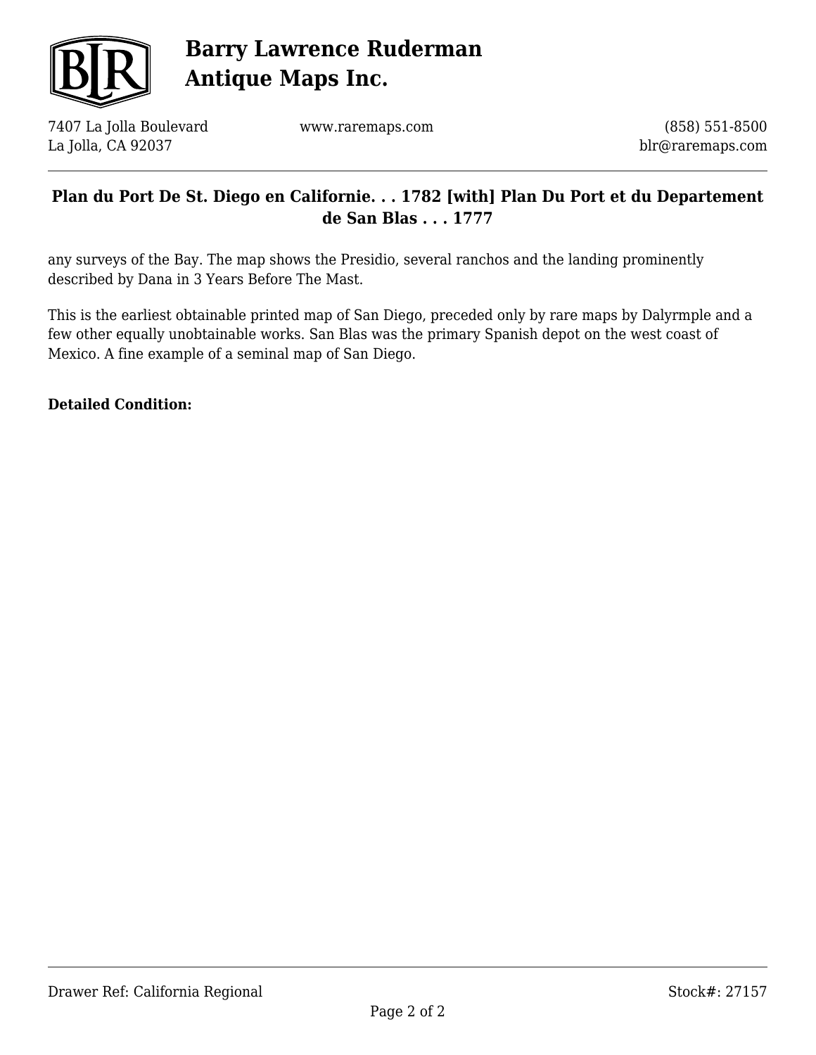any surveys of the Bay. The map shows the Presidio, several ranchos and the landing prominently described by Dana in 3 Years Before The Mast.

This is the earliest obtainable printed map of San Diego, preceded only by rare maps by Dalyrmple and a few other equally unobtainable works. San Blas was the primary Spanish depot on the west coast of Mexico. A fine example of a seminal map of San Diego.

**Detailed Condition:**